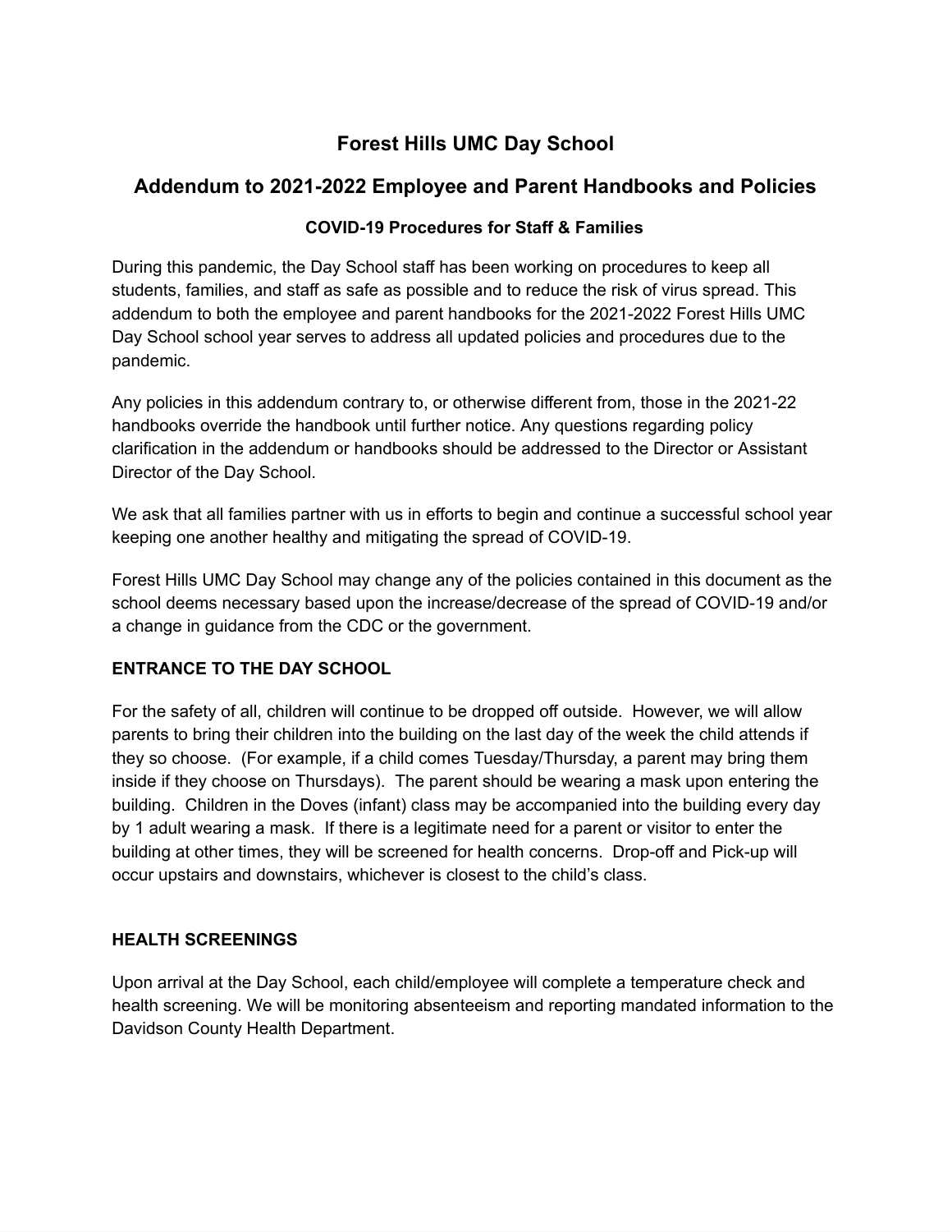# Forest Hills UMC Day School

## Addendum to 2021-2022 Employee and Parent Handbooks and Policies

### COVID-19 Procedures for Staff & Families

During this pandemic, the Day School staff has been working on procedures to keep all students, families, and staff as safe as possible and to reduce the risk of virus spread. This addendum to both the employee and parent handbooks for the 2021-2022 Forest Hills UMC Day School school year serves to address all updated policies and procedures due to the pandemic.

Any policies in this addendum contrary to, or otherwise different from, those in the 2021-22 handbooks override the handbook until further notice. Any questions regarding policy clarification in the addendum or handbooks should be addressed to the Director or Assistant Director of the Day School.

We ask that all families partner with us in efforts to begin and continue a successful school year keeping one another healthy and mitigating the spread of COVID-19.

Forest Hills UMC Day School may change any of the policies contained in this document as the school deems necessary based upon the increase/decrease of the spread of COVID-19 and/or a change in guidance from the CDC or the government.

**ENTRANCE TO THE DAY SCHOOL**

For the safety of all, children will continue to be dropped off outside. However, we will allow parents to bring their children into the building on the last day of the week the child attends if they so choose. (For example, if a child comes Tuesday/Thursday, a parent may bring them inside if they choose on Thursdays). The parent should be wearing a mask upon entering the building. Children in the Doves (infant) class may be accompanied into the building every day by 1 adult wearing a mask. If there is a legitimate need for a parent or visitor to enter the building at other times, they will be screened for health concerns. Drop-off and Pick-up will occur upstairs and downstairs, whichever is closest to the child's class.

**HEALTH SCREENINGS**

Upon arrival at the Day School, each child/employee will complete a temperature check and health screening. We will be monitoring absenteeism and reporting mandated information to the Davidson County Health Department.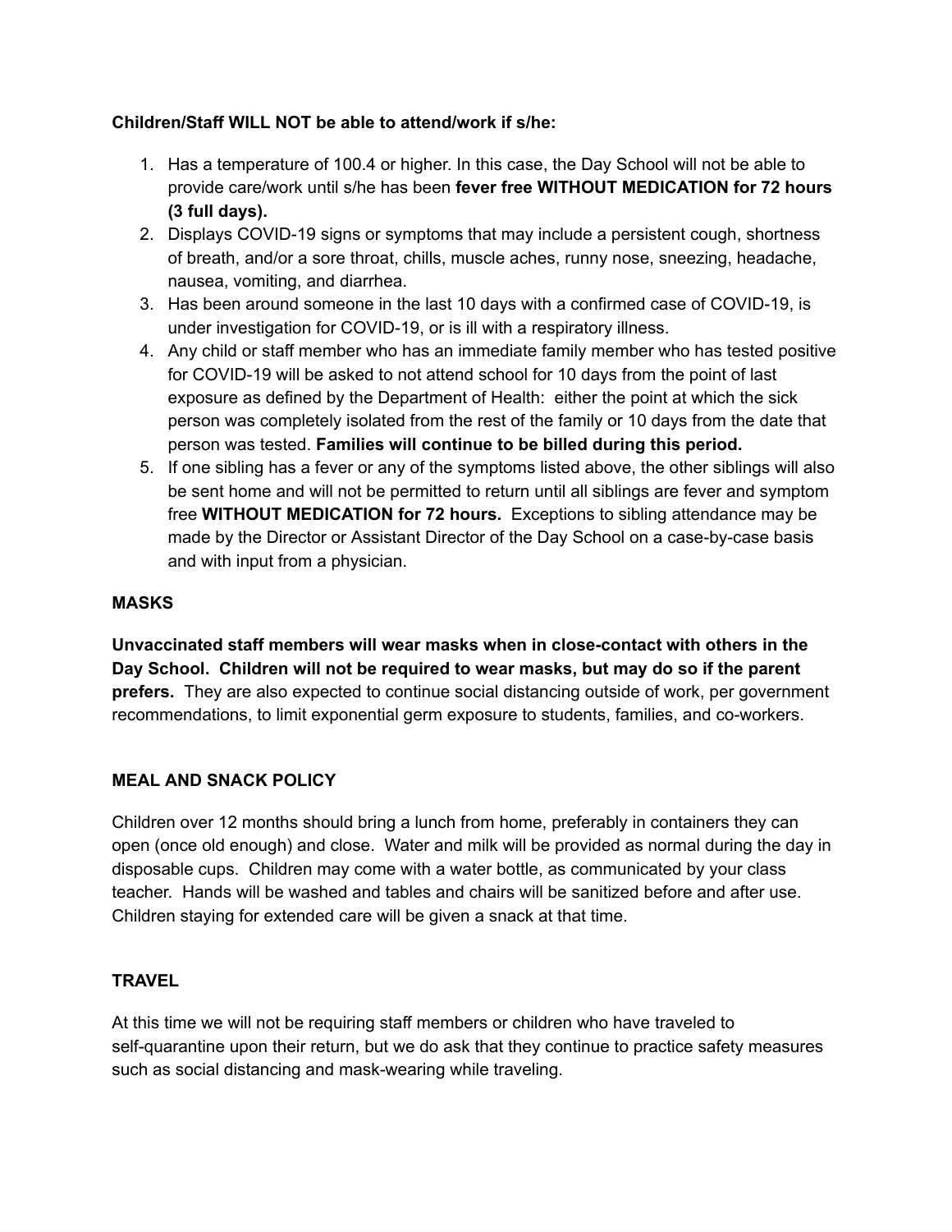**Children/Staff WILL NOT be able to attend/work if s/he:**

1. Has a temperature of 100.4 or higher. In this case, the Day School will not be able to provide care/work until s/he has been **fever free WITHOUT MEDICATION for 72 hours (3 full days).**
2. Displays COVID-19 signs or symptoms that may include a persistent cough, shortness of breath, and/or a sore throat, chills, muscle aches, runny nose, sneezing, headache, nausea, vomiting, and diarrhea.
3. Has been around someone in the last 10 days with a confirmed case of COVID-19, is under investigation for COVID-19, or is ill with a respiratory illness.
4. Any child or staff member who has an immediate family member who has tested positive for COVID-19 will be asked to not attend school for 10 days from the point of last exposure as defined by the Department of Health: either the point at which the sick person was completely isolated from the rest of the family or 10 days from the date that person was tested. **Families will continue to be billed during this period.**
5. If one sibling has a fever or any of the symptoms listed above, the other siblings will also be sent home and will not be permitted to return until all siblings are fever and symptom free **WITHOUT MEDICATION for 72 hours.** Exceptions to sibling attendance may be made by the Director or Assistant Director of the Day School on a case-by-case basis and with input from a physician.

## MASKS

**Unvaccinated staff members will wear masks when in close-contact with others in the Day School. Children will not be required to wear masks, but may do so if the parent prefers.** They are also expected to continue social distancing outside of work, per government recommendations, to limit exponential germ exposure to students, families, and co-workers.

## MEAL AND SNACK POLICY

Children over 12 months should bring a lunch from home, preferably in containers they can open (once old enough) and close. Water and milk will be provided as normal during the day in disposable cups. Children may come with a water bottle, as communicated by your class teacher. Hands will be washed and tables and chairs will be sanitized before and after use. Children staying for extended care will be given a snack at that time.

## TRAVEL

At this time we will not be requiring staff members or children who have traveled to self-quarantine upon their return, but we do ask that they continue to practice safety measures such as social distancing and mask-wearing while traveling.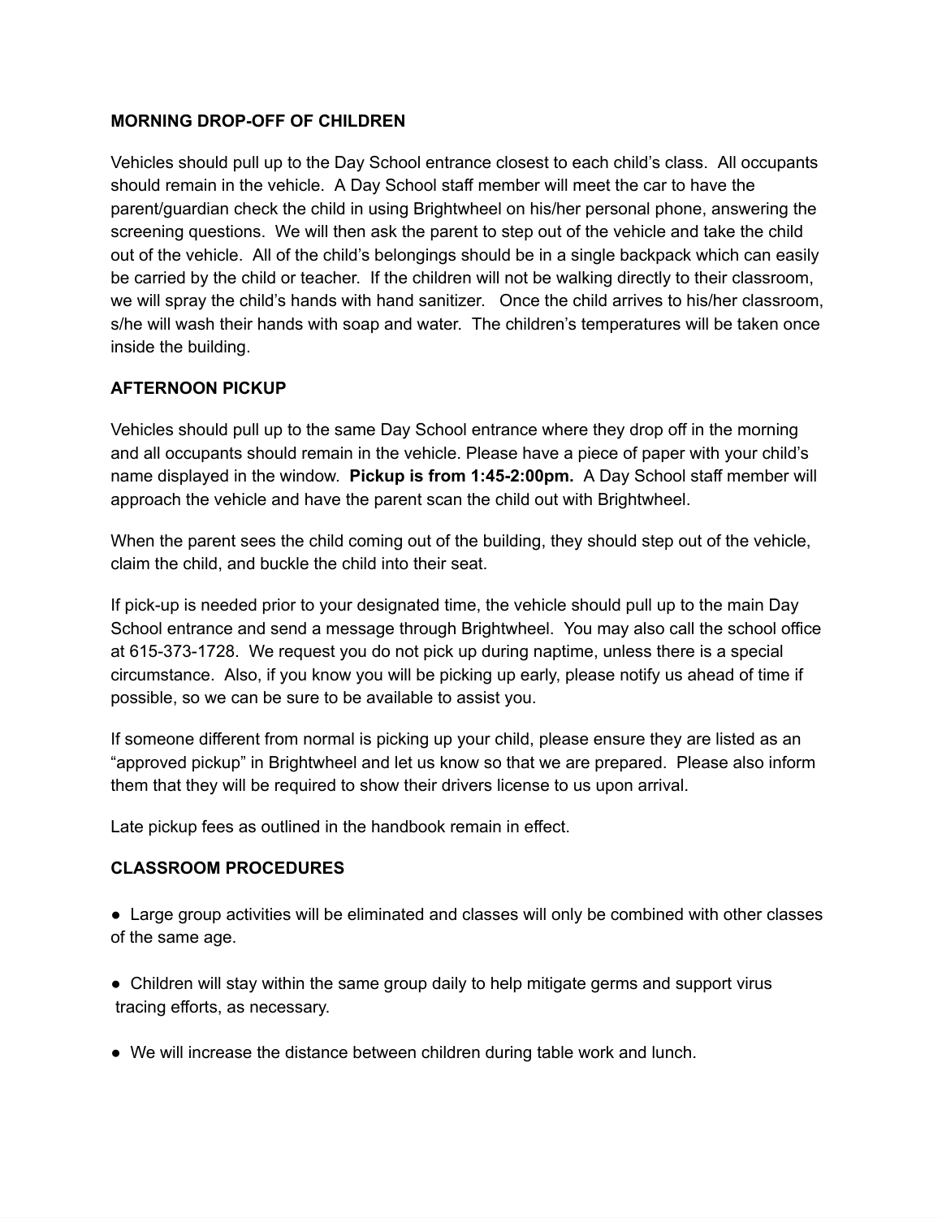**MORNING DROP-OFF OF CHILDREN**

Vehicles should pull up to the Day School entrance closest to each child's class. All occupants should remain in the vehicle. A Day School staff member will meet the car to have the parent/guardian check the child in using Brightwheel on his/her personal phone, answering the screening questions. We will then ask the parent to step out of the vehicle and take the child out of the vehicle. All of the child's belongings should be in a single backpack which can easily be carried by the child or teacher. If the children will not be walking directly to their classroom, we will spray the child's hands with hand sanitizer. Once the child arrives to his/her classroom, s/he will wash their hands with soap and water. The children's temperatures will be taken once inside the building.

**AFTERNOON PICKUP**

Vehicles should pull up to the same Day School entrance where they drop off in the morning and all occupants should remain in the vehicle. Please have a piece of paper with your child's name displayed in the window. **Pickup is from 1:45-2:00pm.** A Day School staff member will approach the vehicle and have the parent scan the child out with Brightwheel.

When the parent sees the child coming out of the building, they should step out of the vehicle, claim the child, and buckle the child into their seat.

If pick-up is needed prior to your designated time, the vehicle should pull up to the main Day School entrance and send a message through Brightwheel. You may also call the school office at 615-373-1728. We request you do not pick up during naptime, unless there is a special circumstance. Also, if you know you will be picking up early, please notify us ahead of time if possible, so we can be sure to be available to assist you.

If someone different from normal is picking up your child, please ensure they are listed as an "approved pickup" in Brightwheel and let us know so that we are prepared. Please also inform them that they will be required to show their drivers license to us upon arrival.

Late pickup fees as outlined in the handbook remain in effect.

**CLASSROOM PROCEDURES**

- Large group activities will be eliminated and classes will only be combined with other classes of the same age.
- Children will stay within the same group daily to help mitigate germs and support virus tracing efforts, as necessary.
- We will increase the distance between children during table work and lunch.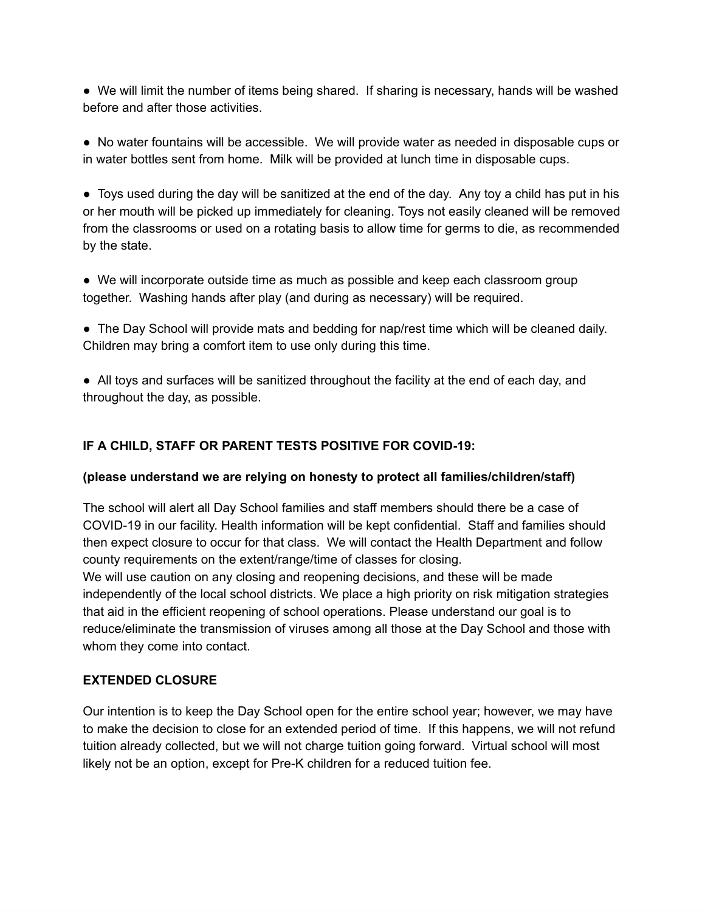- We will limit the number of items being shared. If sharing is necessary, hands will be washed before and after those activities.

- No water fountains will be accessible. We will provide water as needed in disposable cups or in water bottles sent from home. Milk will be provided at lunch time in disposable cups.

- Toys used during the day will be sanitized at the end of the day. Any toy a child has put in his or her mouth will be picked up immediately for cleaning. Toys not easily cleaned will be removed from the classrooms or used on a rotating basis to allow time for germs to die, as recommended by the state.

- We will incorporate outside time as much as possible and keep each classroom group together. Washing hands after play (and during as necessary) will be required.

- The Day School will provide mats and bedding for nap/rest time which will be cleaned daily. Children may bring a comfort item to use only during this time.

- All toys and surfaces will be sanitized throughout the facility at the end of each day, and throughout the day, as possible.

**IF A CHILD, STAFF OR PARENT TESTS POSITIVE FOR COVID-19:**

**(please understand we are relying on honesty to protect all families/children/staff)**

The school will alert all Day School families and staff members should there be a case of COVID-19 in our facility. Health information will be kept confidential. Staff and families should then expect closure to occur for that class. We will contact the Health Department and follow county requirements on the extent/range/time of classes for closing.
We will use caution on any closing and reopening decisions, and these will be made independently of the local school districts. We place a high priority on risk mitigation strategies that aid in the efficient reopening of school operations. Please understand our goal is to reduce/eliminate the transmission of viruses among all those at the Day School and those with whom they come into contact.

**EXTENDED CLOSURE**

Our intention is to keep the Day School open for the entire school year; however, we may have to make the decision to close for an extended period of time. If this happens, we will not refund tuition already collected, but we will not charge tuition going forward. Virtual school will most likely not be an option, except for Pre-K children for a reduced tuition fee.